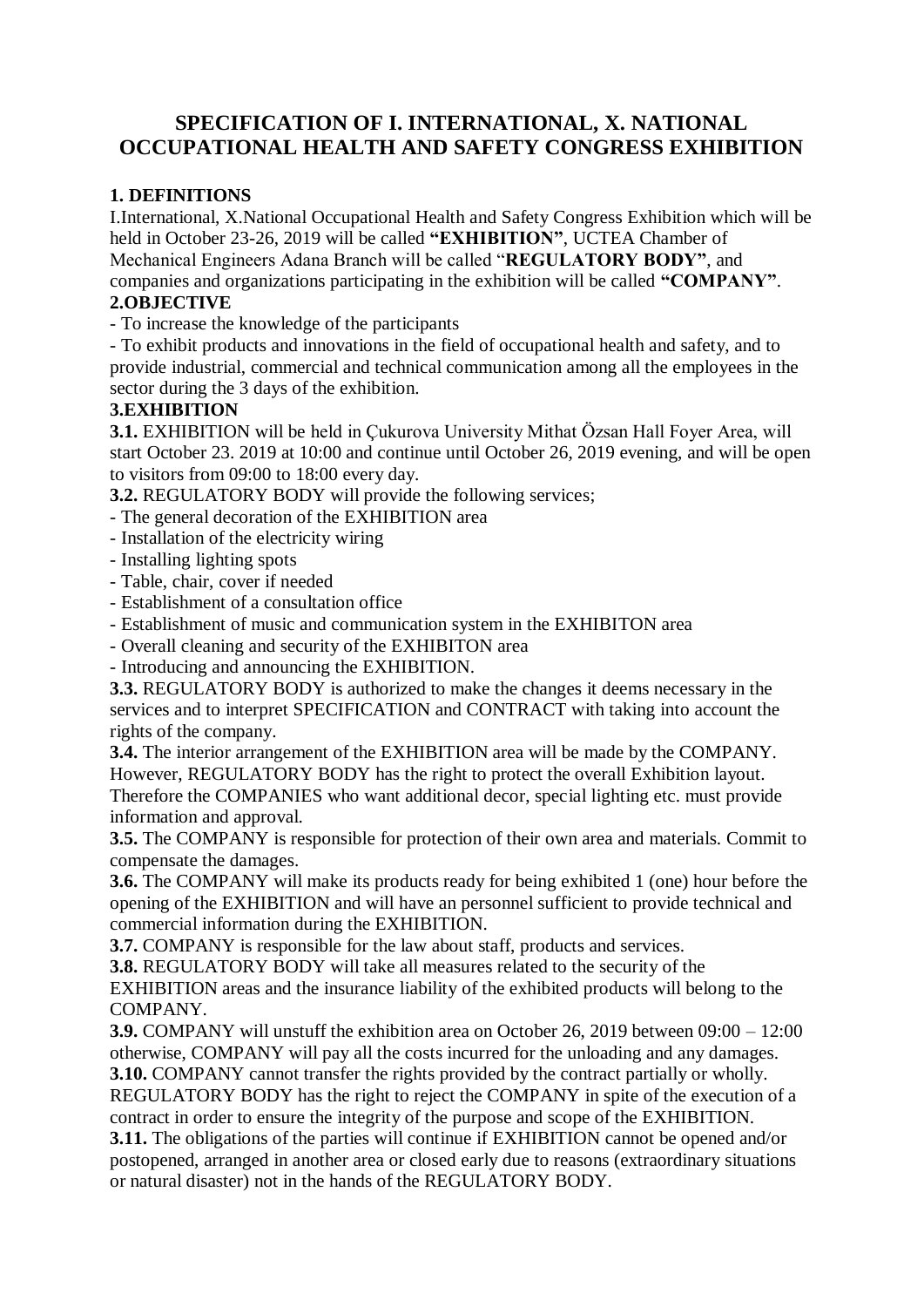# SPECIFICATION OF I. INTERNATIONAL, X. NATIONAL OCCUPATIONAL HEALTH AND SAFETY CONGRESS EXHIBITION

## 1. DEFINITIONS

I.International, X.National Occupational Health and Safety Congress Exhibition which will be held in October 23-26, 2019 will be called **"EXHIBITION"**, UCTEA Chamber of Mechanical Engineers Adana Branch will be called "**REGULATORY BODY"**, and companies and organizations participating in the exhibition will be called **"COMPANY"**.

## 2.OBJECTIVE

- To increase the knowledge of the participants
- To exhibit products and innovations in the field of occupational health and safety, and to provide industrial, commercial and technical communication among all the employees in the sector during the 3 days of the exhibition.

## 3.EXHIBITION

**3.1.** EXHIBITION will be held in Çukurova University Mithat Özsan Hall Foyer Area, will start October 23. 2019 at 10:00 and continue until October 26, 2019 evening, and will be open to visitors from 09:00 to 18:00 every day.

**3.2.** REGULATORY BODY will provide the following services;

- The general decoration of the EXHIBITION area
- Installation of the electricity wiring
- Installing lighting spots
- Table, chair, cover if needed
- Establishment of a consultation office
- Establishment of music and communication system in the EXHIBITON area
- Overall cleaning and security of the EXHIBITON area
- Introducing and announcing the EXHIBITION.

**3.3.** REGULATORY BODY is authorized to make the changes it deems necessary in the services and to interpret SPECIFICATION and CONTRACT with taking into account the rights of the company.

**3.4.** The interior arrangement of the EXHIBITION area will be made by the COMPANY. However, REGULATORY BODY has the right to protect the overall Exhibition layout. Therefore the COMPANIES who want additional decor, special lighting etc. must provide information and approval.

**3.5.** The COMPANY is responsible for protection of their own area and materials. Commit to compensate the damages.

**3.6.** The COMPANY will make its products ready for being exhibited 1 (one) hour before the opening of the EXHIBITION and will have an personnel sufficient to provide technical and commercial information during the EXHIBITION.

**3.7.** COMPANY is responsible for the law about staff, products and services.

**3.8.** REGULATORY BODY will take all measures related to the security of the EXHIBITION areas and the insurance liability of the exhibited products will belong to the COMPANY.

**3.9.** COMPANY will unstuff the exhibition area on October 26, 2019 between 09:00 – 12:00 otherwise, COMPANY will pay all the costs incurred for the unloading and any damages.

**3.10.** COMPANY cannot transfer the rights provided by the contract partially or wholly. REGULATORY BODY has the right to reject the COMPANY in spite of the execution of a contract in order to ensure the integrity of the purpose and scope of the EXHIBITION.

**3.11.** The obligations of the parties will continue if EXHIBITION cannot be opened and/or postopened, arranged in another area or closed early due to reasons (extraordinary situations or natural disaster) not in the hands of the REGULATORY BODY.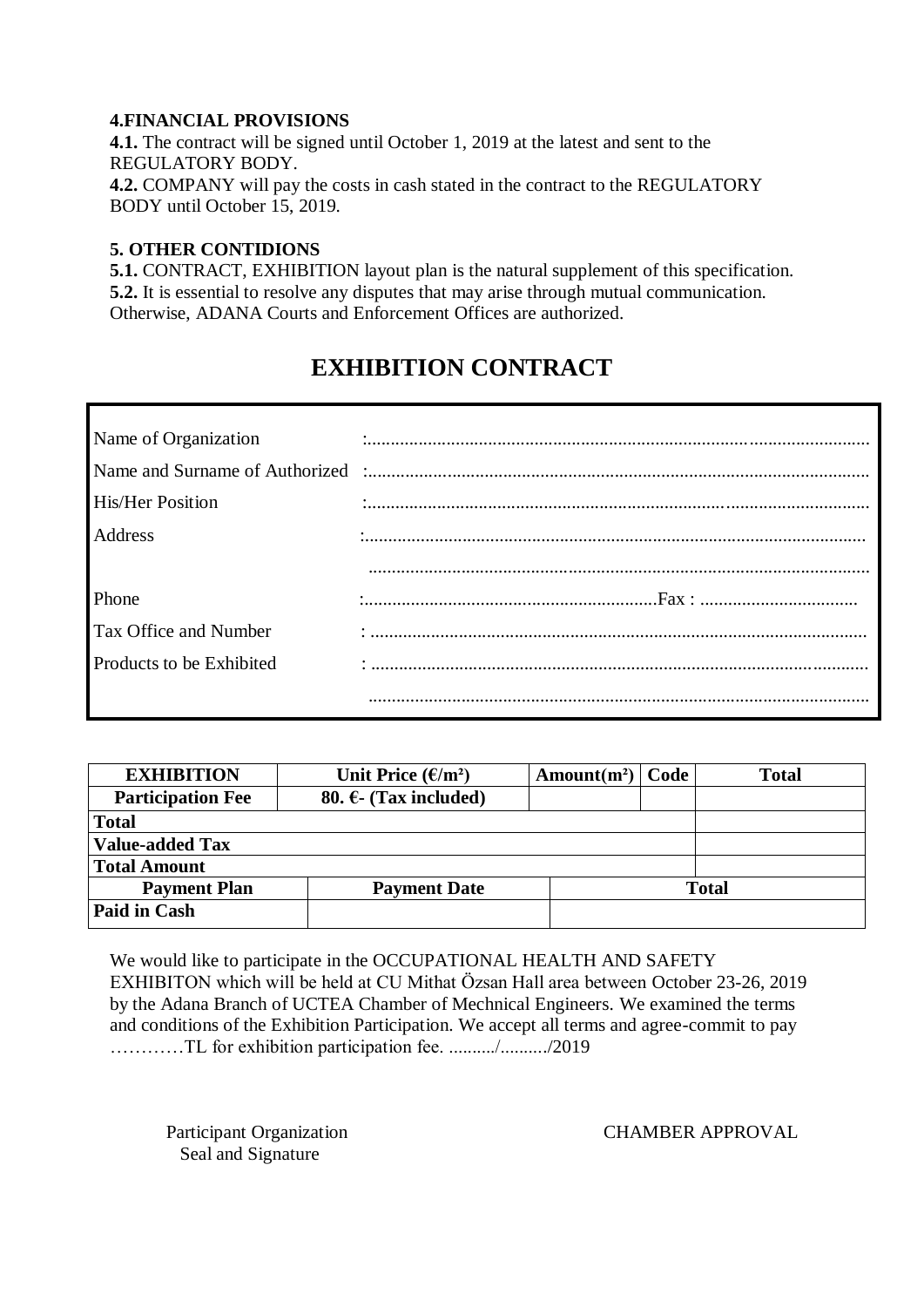**4.FINANCIAL PROVISIONS**

**4.1.** The contract will be signed until October 1, 2019 at the latest and sent to the REGULATORY BODY.

**4.2.** COMPANY will pay the costs in cash stated in the contract to the REGULATORY BODY until October 15, 2019.

**5. OTHER CONTIDIONS**

**5.1.** CONTRACT, EXHIBITION layout plan is the natural supplement of this specification.

**5.2.** It is essential to resolve any disputes that may arise through mutual communication. Otherwise, ADANA Courts and Enforcement Offices are authorized.

# EXHIBITION CONTRACT

| | |
|---|---|
| Name of Organization | :........................................................................................................... |
| Name and Surname of Authorized | :........................................................................................................... |
| His/Her Position | :........................................................................................................... |
| Address | :........................................................................................................... |
| | ........................................................................................................... |
| Phone | :..............................................................Fax : ................................. |
| Tax Office and Number | : .......................................................................................................... |
| Products to be Exhibited | : .......................................................................................................... |
| | ........................................................................................................... |

| EXHIBITION | Unit Price (€/m²) | Amount(m²) | Code | Total |
|---|---|---|---|---|
| **Participation Fee** | **80. €- (Tax included)** | | | |
| **Total** | | | | |
| **Value-added Tax** | | | | |
| **Total Amount** | | | | |
| **Payment Plan** | **Payment Date** | **Total** | | |
| **Paid in Cash** | | | | |

We would like to participate in the OCCUPATIONAL HEALTH AND SAFETY EXHIBITON which will be held at CU Mithat Özsan Hall area between October 23-26, 2019 by the Adana Branch of UCTEA Chamber of Mechnical Engineers. We examined the terms and conditions of the Exhibition Participation. We accept all terms and agree-commit to pay …………TL for exhibition participation fee. ........../........../2019

Participant Organization
Seal and Signature

CHAMBER APPROVAL